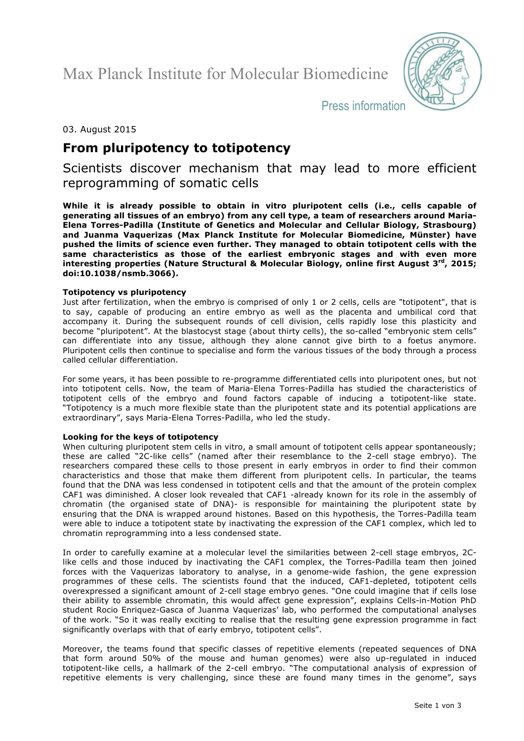Max Planck Institute for Molecular Biomedicine

Press information

03. August 2015

# From pluripotency to totipotency

## Scientists discover mechanism that may lead to more efficient reprogramming of somatic cells

**While it is already possible to obtain in vitro pluripotent cells (i.e., cells capable of generating all tissues of an embryo) from any cell type, a team of researchers around Maria-Elena Torres-Padilla (Institute of Genetics and Molecular and Cellular Biology, Strasbourg) and Juanma Vaquerizas (Max Planck Institute for Molecular Biomedicine, Münster) have pushed the limits of science even further. They managed to obtain totipotent cells with the same characteristics as those of the earliest embryonic stages and with even more interesting properties (Nature Structural & Molecular Biology, online first August 3rd, 2015; doi:10.1038/nsmb.3066).**

**Totipotency vs pluripotency**

Just after fertilization, when the embryo is comprised of only 1 or 2 cells, cells are "totipotent", that is to say, capable of producing an entire embryo as well as the placenta and umbilical cord that accompany it. During the subsequent rounds of cell division, cells rapidly lose this plasticity and become "pluripotent". At the blastocyst stage (about thirty cells), the so-called "embryonic stem cells" can differentiate into any tissue, although they alone cannot give birth to a foetus anymore. Pluripotent cells then continue to specialise and form the various tissues of the body through a process called cellular differentiation.

For some years, it has been possible to re-programme differentiated cells into pluripotent ones, but not into totipotent cells. Now, the team of Maria-Elena Torres-Padilla has studied the characteristics of totipotent cells of the embryo and found factors capable of inducing a totipotent-like state. "Totipotency is a much more flexible state than the pluripotent state and its potential applications are extraordinary", says Maria-Elena Torres-Padilla, who led the study.

**Looking for the keys of totipotency**

When culturing pluripotent stem cells in vitro, a small amount of totipotent cells appear spontaneously; these are called "2C-like cells" (named after their resemblance to the 2-cell stage embryo). The researchers compared these cells to those present in early embryos in order to find their common characteristics and those that make them different from pluripotent cells. In particular, the teams found that the DNA was less condensed in totipotent cells and that the amount of the protein complex CAF1 was diminished. A closer look revealed that CAF1 -already known for its role in the assembly of chromatin (the organised state of DNA)- is responsible for maintaining the pluripotent state by ensuring that the DNA is wrapped around histones. Based on this hypothesis, the Torres-Padilla team were able to induce a totipotent state by inactivating the expression of the CAF1 complex, which led to chromatin reprogramming into a less condensed state.

In order to carefully examine at a molecular level the similarities between 2-cell stage embryos, 2C-like cells and those induced by inactivating the CAF1 complex, the Torres-Padilla team then joined forces with the Vaquerizas laboratory to analyse, in a genome-wide fashion, the gene expression programmes of these cells. The scientists found that the induced, CAF1-depleted, totipotent cells overexpressed a significant amount of 2-cell stage embryo genes. "One could imagine that if cells lose their ability to assemble chromatin, this would affect gene expression", explains Cells-in-Motion PhD student Rocio Enriquez-Gasca of Juanma Vaquerizas' lab, who performed the computational analyses of the work. "So it was really exciting to realise that the resulting gene expression programme in fact significantly overlaps with that of early embryo, totipotent cells".

Moreover, the teams found that specific classes of repetitive elements (repeated sequences of DNA that form around 50% of the mouse and human genomes) were also up-regulated in induced totipotent-like cells, a hallmark of the 2-cell embryo. "The computational analysis of expression of repetitive elements is very challenging, since these are found many times in the genome", says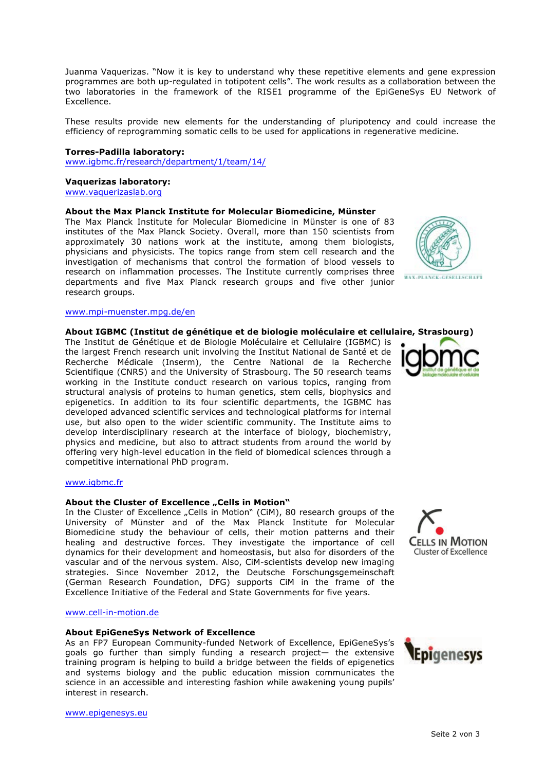Juanma Vaquerizas. "Now it is key to understand why these repetitive elements and gene expression programmes are both up-regulated in totipotent cells". The work results as a collaboration between the two laboratories in the framework of the RISE1 programme of the EpiGeneSys EU Network of Excellence.

These results provide new elements for the understanding of pluripotency and could increase the efficiency of reprogramming somatic cells to be used for applications in regenerative medicine.

**Torres-Padilla laboratory:**
www.igbmc.fr/research/department/1/team/14/

**Vaquerizas laboratory:**
www.vaquerizaslab.org

**About the Max Planck Institute for Molecular Biomedicine, Münster**
The Max Planck Institute for Molecular Biomedicine in Münster is one of 83 institutes of the Max Planck Society. Overall, more than 150 scientists from approximately 30 nations work at the institute, among them biologists, physicians and physicists. The topics range from stem cell research and the investigation of mechanisms that control the formation of blood vessels to research on inflammation processes. The Institute currently comprises three departments and five Max Planck research groups and five other junior research groups.

www.mpi-muenster.mpg.de/en

**About IGBMC (Institut de génétique et de biologie moléculaire et cellulaire, Strasbourg)**
The Institut de Génétique et de Biologie Moléculaire et Cellulaire (IGBMC) is the largest French research unit involving the Institut National de Santé et de Recherche Médicale (Inserm), the Centre National de la Recherche Scientifique (CNRS) and the University of Strasbourg. The 50 research teams working in the Institute conduct research on various topics, ranging from structural analysis of proteins to human genetics, stem cells, biophysics and epigenetics. In addition to its four scientific departments, the IGBMC has developed advanced scientific services and technological platforms for internal use, but also open to the wider scientific community. The Institute aims to develop interdisciplinary research at the interface of biology, biochemistry, physics and medicine, but also to attract students from around the world by offering very high-level education in the field of biomedical sciences through a competitive international PhD program.

www.igbmc.fr

**About the Cluster of Excellence „Cells in Motion"**
In the Cluster of Excellence „Cells in Motion" (CiM), 80 research groups of the University of Münster and of the Max Planck Institute for Molecular Biomedicine study the behaviour of cells, their motion patterns and their healing and destructive forces. They investigate the importance of cell dynamics for their development and homeostasis, but also for disorders of the vascular and of the nervous system. Also, CiM-scientists develop new imaging strategies. Since November 2012, the Deutsche Forschungsgemeinschaft (German Research Foundation, DFG) supports CiM in the frame of the Excellence Initiative of the Federal and State Governments for five years.

www.cell-in-motion.de

**About EpiGeneSys Network of Excellence**
As an FP7 European Community-funded Network of Excellence, EpiGeneSys's goals go further than simply funding a research project— the extensive training program is helping to build a bridge between the fields of epigenetics and systems biology and the public education mission communicates the science in an accessible and interesting fashion while awakening young pupils' interest in research.

www.epigenesys.eu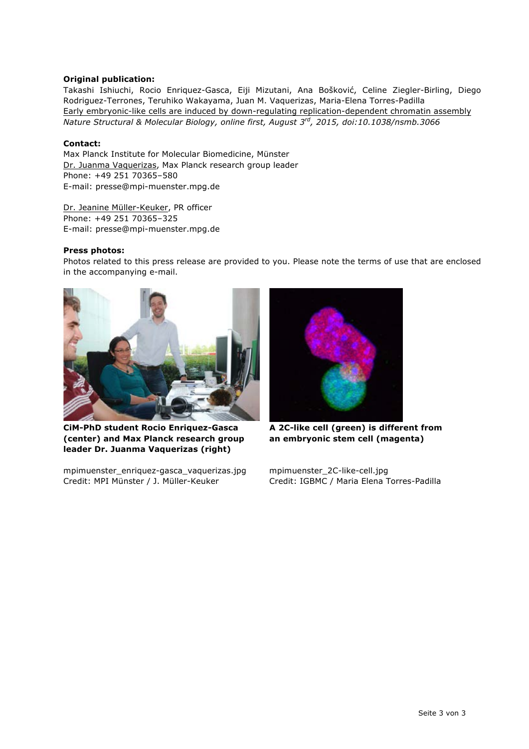**Original publication:**

Takashi Ishiuchi, Rocio Enriquez-Gasca, Eiji Mizutani, Ana Bošković, Celine Ziegler-Birling, Diego Rodriguez-Terrones, Teruhiko Wakayama, Juan M. Vaquerizas, Maria-Elena Torres-Padilla

Early embryonic-like cells are induced by down-regulating replication-dependent chromatin assembly

*Nature Structural & Molecular Biology, online first, August 3rd, 2015, doi:10.1038/nsmb.3066*

**Contact:**

Max Planck Institute for Molecular Biomedicine, Münster

Dr. Juanma Vaquerizas, Max Planck research group leader

Phone: +49 251 70365–580

E-mail: presse@mpi-muenster.mpg.de

Dr. Jeanine Müller-Keuker, PR officer

Phone: +49 251 70365–325

E-mail: presse@mpi-muenster.mpg.de

**Press photos:**

Photos related to this press release are provided to you. Please note the terms of use that are enclosed in the accompanying e-mail.

**CiM-PhD student Rocio Enriquez-Gasca (center) and Max Planck research group leader Dr. Juanma Vaquerizas (right)**

mpimuenster_enriquez-gasca_vaquerizas.jpg

Credit: MPI Münster / J. Müller-Keuker

**A 2C-like cell (green) is different from an embryonic stem cell (magenta)**

mpimuenster_2C-like-cell.jpg

Credit: IGBMC / Maria Elena Torres-Padilla